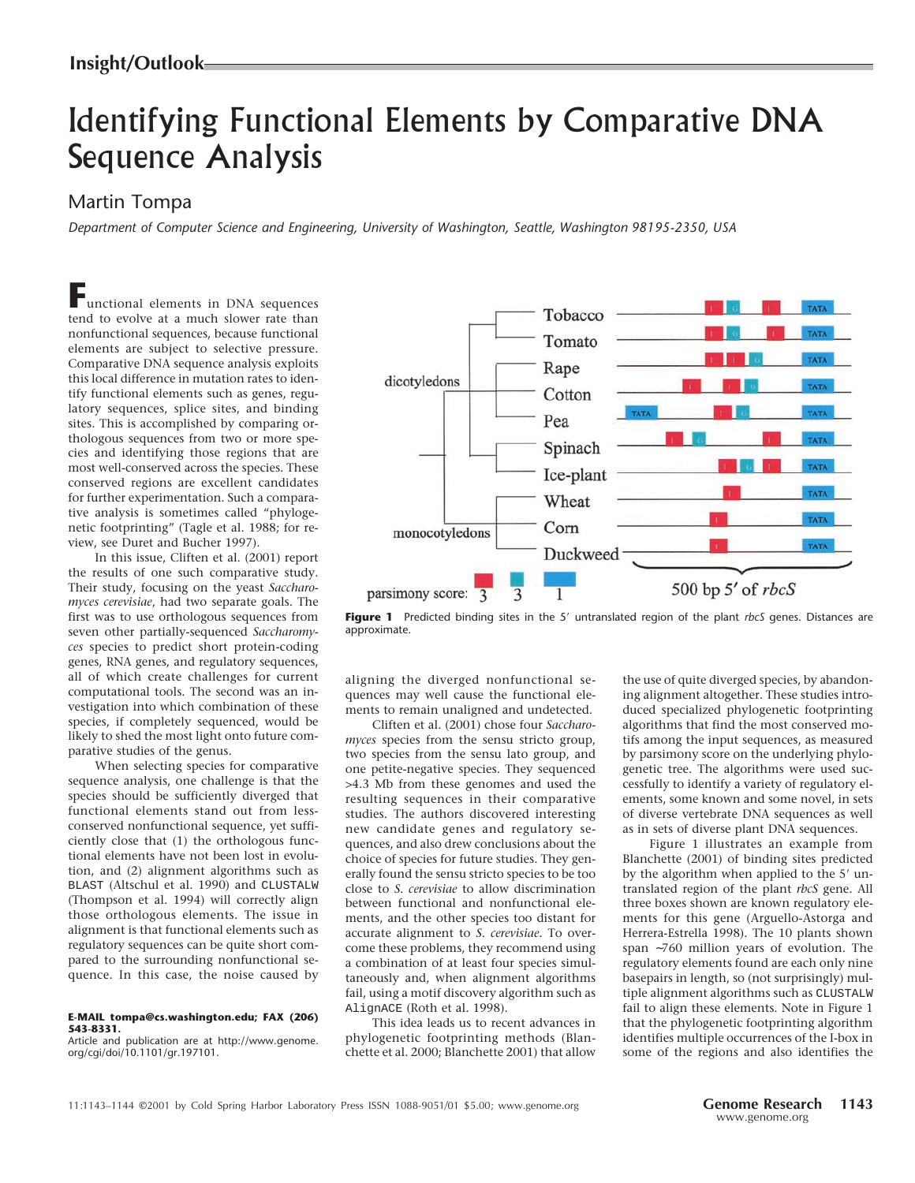# Identifying Functional Elements by Comparative DNA Sequence Analysis

## Martin Tompa

*Department of Computer Science and Engineering, University of Washington, Seattle, Washington 98195-2350, USA*

Functional elements in DNA sequences tend to evolve at a much slower rate than nonfunctional sequences, because functional elements are subject to selective pressure. Comparative DNA sequence analysis exploits this local difference in mutation rates to identify functional elements such as genes, regulatory sequences, splice sites, and binding sites. This is accomplished by comparing orthologous sequences from two or more species and identifying those regions that are most well-conserved across the species. These conserved regions are excellent candidates for further experimentation. Such a comparative analysis is sometimes called "phylogenetic footprinting" (Tagle et al. 1988; for review, see Duret and Bucher 1997).

In this issue, Cliften et al. (2001) report the results of one such comparative study. Their study, focusing on the yeast *Saccharomyces cerevisiae*, had two separate goals. The first was to use orthologous sequences from seven other partially-sequenced *Saccharomyces* species to predict short protein-coding genes, RNA genes, and regulatory sequences, all of which create challenges for current computational tools. The second was an investigation into which combination of these species, if completely sequenced, would be likely to shed the most light onto future comparative studies of the genus.

When selecting species for comparative sequence analysis, one challenge is that the species should be sufficiently diverged that functional elements stand out from less-conserved nonfunctional sequence, yet sufficiently close that (1) the orthologous functional elements have not been lost in evolution, and (2) alignment algorithms such as BLAST (Altschul et al. 1990) and CLUSTALW (Thompson et al. 1994) will correctly align those orthologous elements. The issue in alignment is that functional elements such as regulatory sequences can be quite short compared to the surrounding nonfunctional sequence. In this case, the noise caused by aligning the diverged nonfunctional sequences may well cause the functional elements to remain unaligned and undetected.

Clifton et al. (2001) chose four *Saccharomyces* species from the sensu stricto group, two species from the sensu lato group, and one petite-negative species. They sequenced >4.3 Mb from these genomes and used the resulting sequences in their comparative studies. The authors discovered interesting new candidate genes and regulatory sequences, and also drew conclusions about the choice of species for future studies. They generally found the sensu stricto species to be too close to *S. cerevisiae* to allow discrimination between functional and nonfunctional elements, and the other species too distant for accurate alignment to *S. cerevisiae*. To overcome these problems, they recommend using a combination of at least four species simultaneously and, when alignment algorithms fail, using a motif discovery algorithm such as AlignACE (Roth et al. 1998).

This idea leads us to recent advances in phylogenetic footprinting methods (Blanchette et al. 2000; Blanchette 2001) that allow the use of quite diverged species, by abandoning alignment altogether. These studies introduced specialized phylogenetic footprinting algorithms that find the most conserved motifs among the input sequences, as measured by parsimony score on the underlying phylogenetic tree. The algorithms were used successfully to identify a variety of regulatory elements, some known and some novel, in sets of diverse vertebrate DNA sequences as well as in sets of diverse plant DNA sequences.

**Figure 1** Predicted binding sites in the 5′ untranslated region of the plant *rbcS* genes. Distances are approximate.

Figure 1 illustrates an example from Blanchette (2001) of binding sites predicted by the algorithm when applied to the 5′ untranslated region of the plant *rbcS* gene. All three boxes shown are known regulatory elements for this gene (Arguello-Astorga and Herrera-Estrella 1998). The 10 plants shown span ~760 million years of evolution. The regulatory elements found are each only nine basepairs in length, so (not surprisingly) multiple alignment algorithms such as CLUSTALW fail to align these elements. Note in Figure 1 that the phylogenetic footprinting algorithm identifies multiple occurrences of the I-box in some of the regions and also identifies the

**E-MAIL tompa@cs.washington.edu; FAX (206) 543-8331.**
Article and publication are at http://www.genome.org/cgi/doi/10.1101/gr.197101.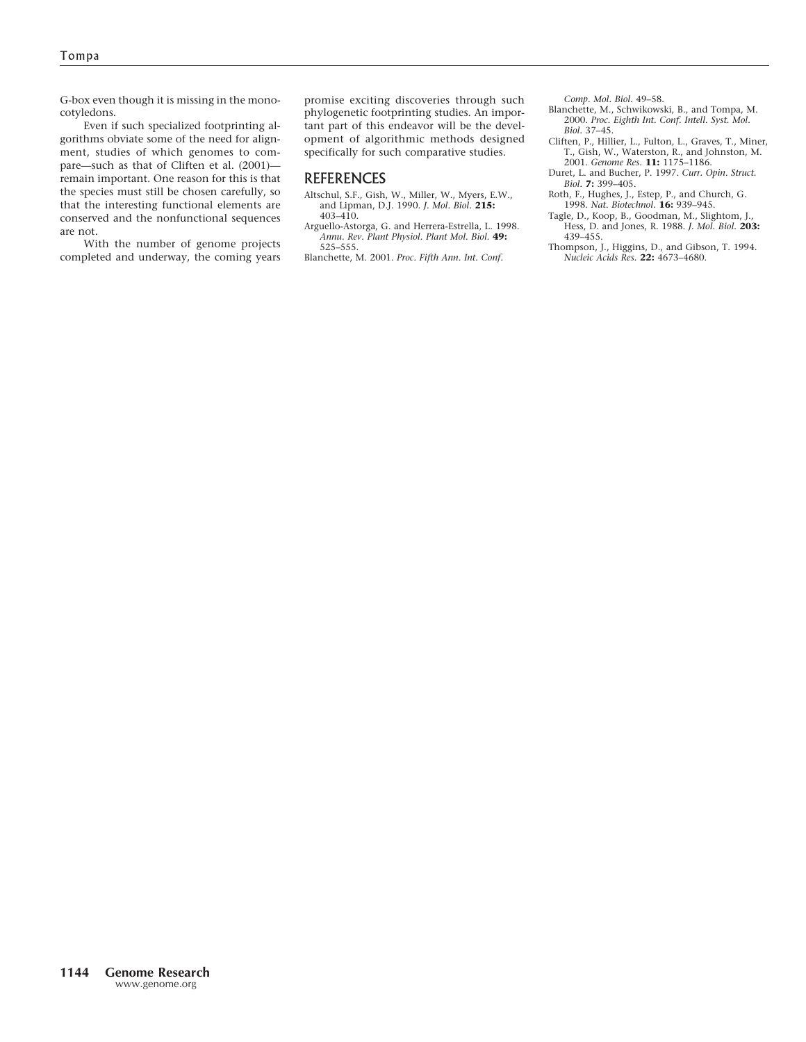G-box even though it is missing in the monocotyledons.

Even if such specialized footprinting algorithms obviate some of the need for alignment, studies of which genomes to compare—such as that of Cliften et al. (2001)—remain important. One reason for this is that the species must still be chosen carefully, so that the interesting functional elements are conserved and the nonfunctional sequences are not.

With the number of genome projects completed and underway, the coming years promise exciting discoveries through such phylogenetic footprinting studies. An important part of this endeavor will be the development of algorithmic methods designed specifically for such comparative studies.

## REFERENCES

Altschul, S.F., Gish, W., Miller, W., Myers, E.W., and Lipman, D.J. 1990. *J. Mol. Biol.* **215:** 403–410.

Arguello-Astorga, G. and Herrera-Estrella, L. 1998. *Annu. Rev. Plant Physiol. Plant Mol. Biol.* **49:** 525–555.

Blanchette, M. 2001. *Proc. Fifth Ann. Int. Conf. Comp. Mol. Biol.* 49–58.

Blanchette, M., Schwikowski, B., and Tompa, M. 2000. *Proc. Eighth Int. Conf. Intell. Syst. Mol. Biol.* 37–45.

Cliften, P., Hillier, L., Fulton, L., Graves, T., Miner, T., Gish, W., Waterston, R., and Johnston, M. 2001. *Genome Res.* **11:** 1175–1186.

Duret, L. and Bucher, P. 1997. *Curr. Opin. Struct. Biol.* **7:** 399–405.

Roth, F., Hughes, J., Estep, P., and Church, G. 1998. *Nat. Biotechnol.* **16:** 939–945.

Tagle, D., Koop, B., Goodman, M., Slightom, J., Hess, D. and Jones, R. 1988. *J. Mol. Biol.* **203:** 439–455.

Thompson, J., Higgins, D., and Gibson, T. 1994. *Nucleic Acids Res.* **22:** 4673–4680.